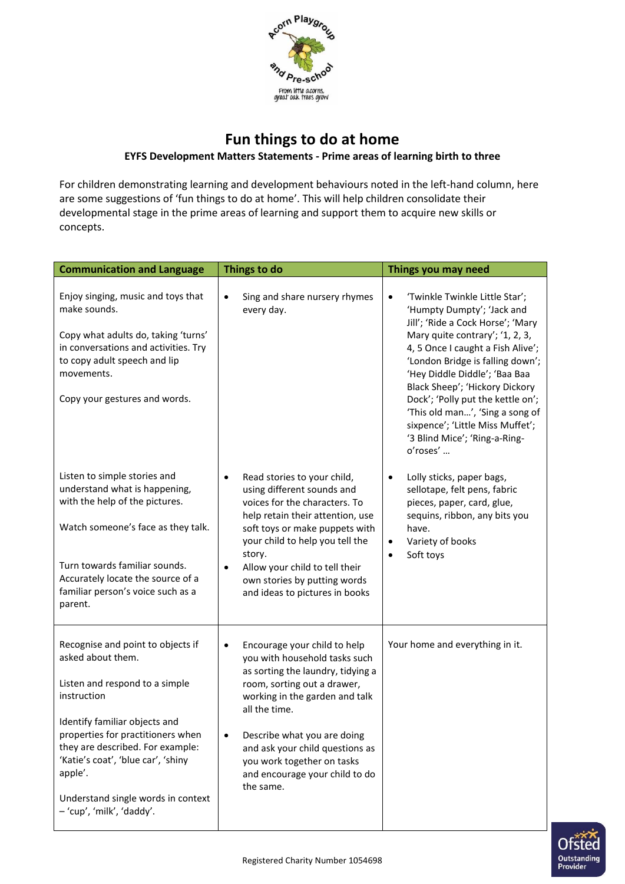# Fun things to do at home

**EYFS Development Matters Statements - Prime areas of learning birth to three**

For children demonstrating learning and development behaviours noted in the left-hand column, here are some suggestions of 'fun things to do at home'. This will help children consolidate their developmental stage in the prime areas of learning and support them to acquire new skills or concepts.

| Communication and Language | Things to do | Things you may need |
|---|---|---|
| Enjoy singing, music and toys that make sounds.<br><br>Copy what adults do, taking 'turns' in conversations and activities. Try to copy adult speech and lip movements.<br><br>Copy your gestures and words. | • Sing and share nursery rhymes every day. | • 'Twinkle Twinkle Little Star'; 'Humpty Dumpty'; 'Jack and Jill'; 'Ride a Cock Horse'; 'Mary Mary quite contrary'; '1, 2, 3, 4, 5 Once I caught a Fish Alive'; 'London Bridge is falling down'; 'Hey Diddle Diddle'; 'Baa Baa Black Sheep'; 'Hickory Dickory Dock'; 'Polly put the kettle on'; 'This old man…', 'Sing a song of sixpence'; 'Little Miss Muffet'; '3 Blind Mice'; 'Ring-a-Ring-o'roses' … |
| Listen to simple stories and understand what is happening, with the help of the pictures.<br><br>Watch someone's face as they talk.<br><br>Turn towards familiar sounds. Accurately locate the source of a familiar person's voice such as a parent. | • Read stories to your child, using different sounds and voices for the characters. To help retain their attention, use soft toys or make puppets with your child to help you tell the story.<br>• Allow your child to tell their own stories by putting words and ideas to pictures in books | • Lolly sticks, paper bags, sellotape, felt pens, fabric pieces, paper, card, glue, sequins, ribbon, any bits you have.<br>• Variety of books<br>• Soft toys |
| Recognise and point to objects if asked about them.<br><br>Listen and respond to a simple instruction<br><br>Identify familiar objects and properties for practitioners when they are described. For example: 'Katie's coat', 'blue car', 'shiny apple'.<br><br>Understand single words in context – 'cup', 'milk', 'daddy'. | • Encourage your child to help you with household tasks such as sorting the laundry, tidying a room, sorting out a drawer, working in the garden and talk all the time.<br><br>• Describe what you are doing and ask your child questions as you work together on tasks and encourage your child to do the same. | Your home and everything in it. |

Registered Charity Number 1054698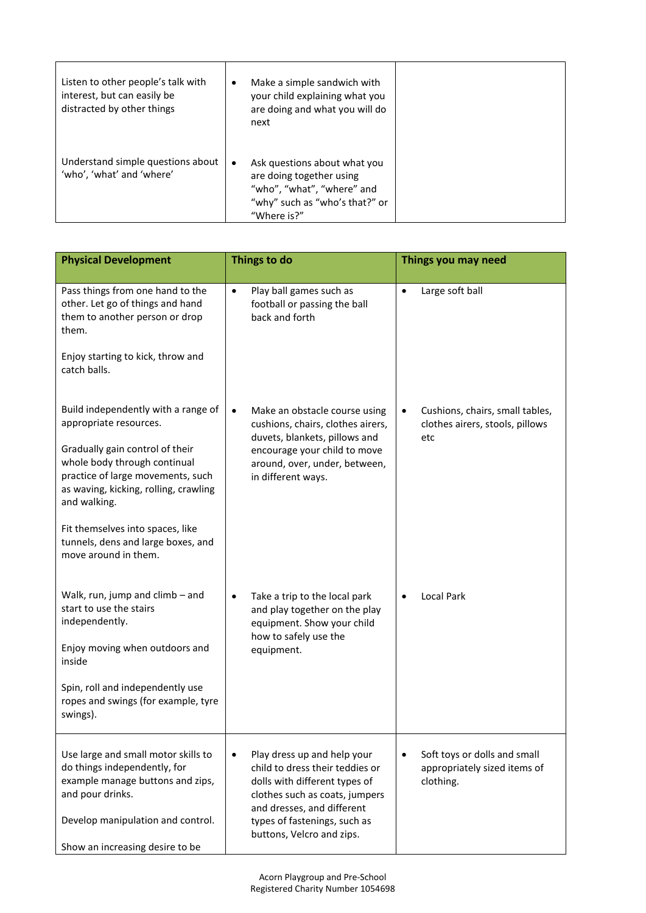| | | |
|---|---|---|
| Listen to other people's talk with interest, but can easily be distracted by other things | • Make a simple sandwich with your child explaining what you are doing and what you will do next | |
| Understand simple questions about 'who', 'what' and 'where' | • Ask questions about what you are doing together using "who", "what", "where" and "why" such as "who's that?" or "Where is?" | |

| **Physical Development** | **Things to do** | **Things you may need** |
|---|---|---|
| Pass things from one hand to the other. Let go of things and hand them to another person or drop them.<br><br>Enjoy starting to kick, throw and catch balls. | • Play ball games such as football or passing the ball back and forth | • Large soft ball |
| Build independently with a range of appropriate resources.<br><br>Gradually gain control of their whole body through continual practice of large movements, such as waving, kicking, rolling, crawling and walking.<br><br>Fit themselves into spaces, like tunnels, dens and large boxes, and move around in them. | • Make an obstacle course using cushions, chairs, clothes airers, duvets, blankets, pillows and encourage your child to move around, over, under, between, in different ways. | • Cushions, chairs, small tables, clothes airers, stools, pillows etc |
| Walk, run, jump and climb – and start to use the stairs independently.<br><br>Enjoy moving when outdoors and inside<br><br>Spin, roll and independently use ropes and swings (for example, tyre swings). | • Take a trip to the local park and play together on the play equipment. Show your child how to safely use the equipment. | • Local Park |
| Use large and small motor skills to do things independently, for example manage buttons and zips, and pour drinks.<br><br>Develop manipulation and control.<br><br>Show an increasing desire to be | • Play dress up and help your child to dress their teddies or dolls with different types of clothes such as coats, jumpers and dresses, and different types of fastenings, such as buttons, Velcro and zips. | • Soft toys or dolls and small appropriately sized items of clothing. |

Acorn Playgroup and Pre-School
Registered Charity Number 1054698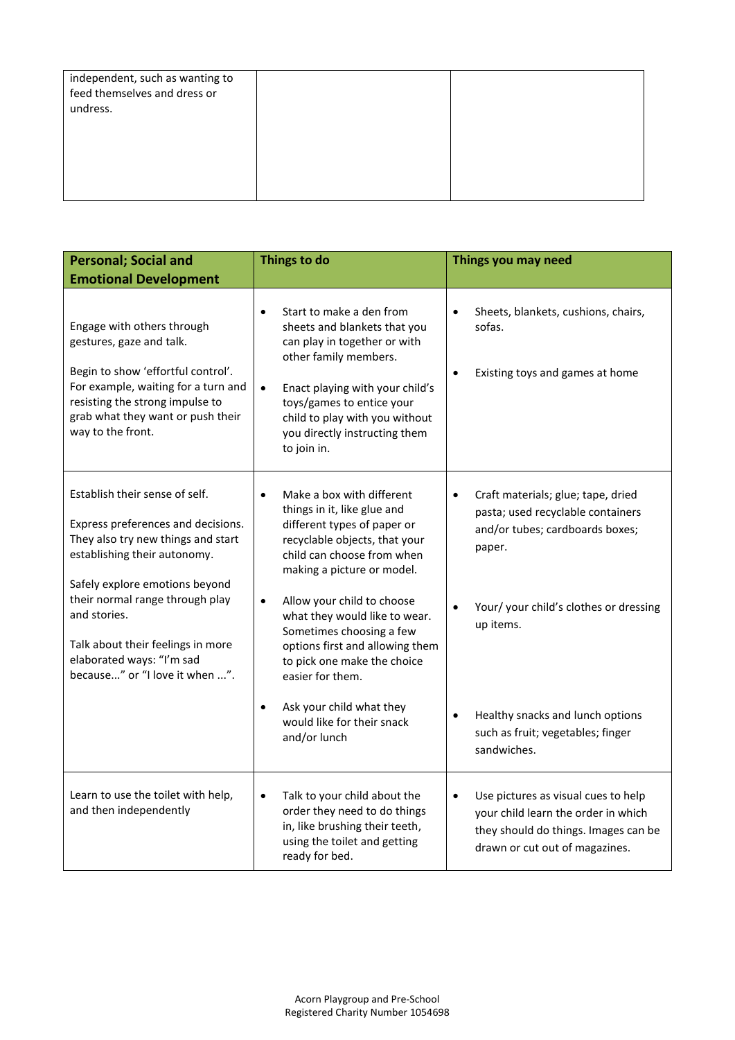| | | |
|---|---|---|
| independent, such as wanting to feed themselves and dress or undress. | | |

| Personal; Social and Emotional Development | Things to do | Things you may need |
|---|---|---|
| Engage with others through gestures, gaze and talk.<br><br>Begin to show 'effortful control'. For example, waiting for a turn and resisting the strong impulse to grab what they want or push their way to the front. | • Start to make a den from sheets and blankets that you can play in together or with other family members.<br><br>• Enact playing with your child's toys/games to entice your child to play with you without you directly instructing them to join in. | • Sheets, blankets, cushions, chairs, sofas.<br><br>• Existing toys and games at home |
| Establish their sense of self.<br><br>Express preferences and decisions. They also try new things and start establishing their autonomy.<br><br>Safely explore emotions beyond their normal range through play and stories.<br><br>Talk about their feelings in more elaborated ways: "I'm sad because..." or "I love it when ...". | • Make a box with different things in it, like glue and different types of paper or recyclable objects, that your child can choose from when making a picture or model.<br><br>• Allow your child to choose what they would like to wear. Sometimes choosing a few options first and allowing them to pick one make the choice easier for them.<br><br>• Ask your child what they would like for their snack and/or lunch | • Craft materials; glue; tape, dried pasta; used recyclable containers and/or tubes; cardboards boxes; paper.<br><br>• Your/ your child's clothes or dressing up items.<br><br>• Healthy snacks and lunch options such as fruit; vegetables; finger sandwiches. |
| Learn to use the toilet with help, and then independently | • Talk to your child about the order they need to do things in, like brushing their teeth, using the toilet and getting ready for bed. | • Use pictures as visual cues to help your child learn the order in which they should do things. Images can be drawn or cut out of magazines. |

Acorn Playgroup and Pre-School
Registered Charity Number 1054698